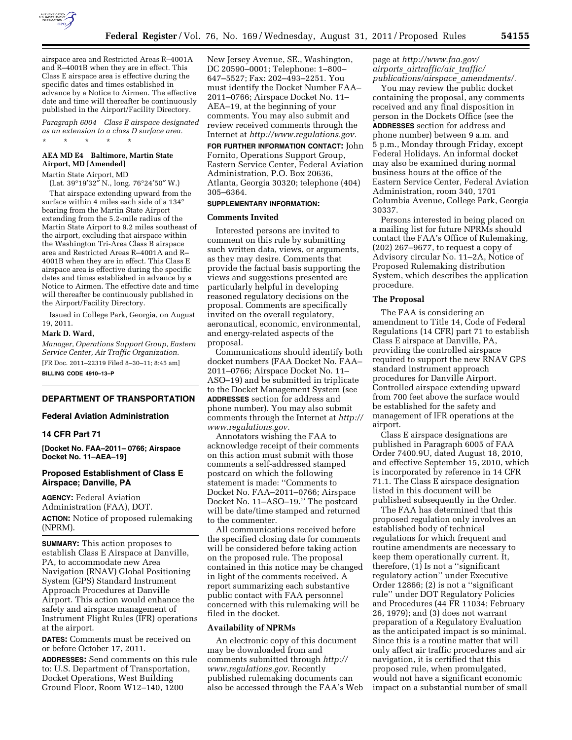airspace area and Restricted Areas R–4001A and R–4001B when they are in effect. This Class E airspace area is effective during the specific dates and times established in advance by a Notice to Airmen. The effective date and time will thereafter be continuously published in the Airport/Facility Directory.

*Paragraph 6004 Class E airspace designated as an extension to a class D surface area.*

\* \* \* \* \*

**AEA MD E4 Baltimore, Martin State Airport, MD [Amended]**

Martin State Airport, MD

(Lat. 39°19′32″ N., long. 76°24′50″ W.)

That airspace extending upward from the surface within 4 miles each side of a 134° bearing from the Martin State Airport extending from the 5.2-mile radius of the Martin State Airport to 9.2 miles southeast of the airport, excluding that airspace within the Washington Tri-Area Class B airspace area and Restricted Areas R–4001A and R–4001B when they are in effect. This Class E airspace area is effective during the specific dates and times established in advance by a Notice to Airmen. The effective date and time will thereafter be continuously published in the Airport/Facility Directory.

Issued in College Park, Georgia, on August 19, 2011.

**Mark D. Ward,**

*Manager, Operations Support Group, Eastern Service Center, Air Traffic Organization.*

[FR Doc. 2011–22319 Filed 8–30–11; 8:45 am]

**BILLING CODE 4910–13–P**

## DEPARTMENT OF TRANSPORTATION

### Federal Aviation Administration

### 14 CFR Part 71

**[Docket No. FAA–2011– 0766; Airspace Docket No. 11–AEA–19]**

### Proposed Establishment of Class E Airspace; Danville, PA

**AGENCY:** Federal Aviation Administration (FAA), DOT.

**ACTION:** Notice of proposed rulemaking (NPRM).

**SUMMARY:** This action proposes to establish Class E Airspace at Danville, PA, to accommodate new Area Navigation (RNAV) Global Positioning System (GPS) Standard Instrument Approach Procedures at Danville Airport. This action would enhance the safety and airspace management of Instrument Flight Rules (IFR) operations at the airport.

**DATES:** Comments must be received on or before October 17, 2011.

**ADDRESSES:** Send comments on this rule to: U.S. Department of Transportation, Docket Operations, West Building Ground Floor, Room W12–140, 1200 New Jersey Avenue, SE., Washington, DC 20590–0001; Telephone: 1–800–647–5527; Fax: 202–493–2251. You must identify the Docket Number FAA–2011–0766; Airspace Docket No. 11–AEA–19, at the beginning of your comments. You may also submit and review received comments through the Internet at *http://www.regulations.gov.*

**FOR FURTHER INFORMATION CONTACT:** John Fornito, Operations Support Group, Eastern Service Center, Federal Aviation Administration, P.O. Box 20636, Atlanta, Georgia 30320; telephone (404) 305–6364.

**SUPPLEMENTARY INFORMATION:**

#### Comments Invited

Interested persons are invited to comment on this rule by submitting such written data, views, or arguments, as they may desire. Comments that provide the factual basis supporting the views and suggestions presented are particularly helpful in developing reasoned regulatory decisions on the proposal. Comments are specifically invited on the overall regulatory, aeronautical, economic, environmental, and energy-related aspects of the proposal.

Communications should identify both docket numbers (FAA Docket No. FAA–2011–0766; Airspace Docket No. 11–ASO–19) and be submitted in triplicate to the Docket Management System (see **ADDRESSES** section for address and phone number). You may also submit comments through the Internet at *http://www.regulations.gov.*

Annotators wishing the FAA to acknowledge receipt of their comments on this action must submit with those comments a self-addressed stamped postcard on which the following statement is made: "Comments to Docket No. FAA–2011–0766; Airspace Docket No. 11–ASO–19." The postcard will be date/time stamped and returned to the commenter.

All communications received before the specified closing date for comments will be considered before taking action on the proposed rule. The proposal contained in this notice may be changed in light of the comments received. A report summarizing each substantive public contact with FAA personnel concerned with this rulemaking will be filed in the docket.

#### Availability of NPRMs

An electronic copy of this document may be downloaded from and comments submitted through *http://www.regulations.gov.* Recently published rulemaking documents can also be accessed through the FAA's Web page at *http://www.faa.gov/airports_airtraffic/air_traffic/publications/airspace_amendments/.*

You may review the public docket containing the proposal, any comments received and any final disposition in person in the Dockets Office (see the **ADDRESSES** section for address and phone number) between 9 a.m. and 5 p.m., Monday through Friday, except Federal Holidays. An informal docket may also be examined during normal business hours at the office of the Eastern Service Center, Federal Aviation Administration, room 340, 1701 Columbia Avenue, College Park, Georgia 30337.

Persons interested in being placed on a mailing list for future NPRMs should contact the FAA's Office of Rulemaking, (202) 267–9677, to request a copy of Advisory circular No. 11–2A, Notice of Proposed Rulemaking distribution System, which describes the application procedure.

#### The Proposal

The FAA is considering an amendment to Title 14, Code of Federal Regulations (14 CFR) part 71 to establish Class E airspace at Danville, PA, providing the controlled airspace required to support the new RNAV GPS standard instrument approach procedures for Danville Airport. Controlled airspace extending upward from 700 feet above the surface would be established for the safety and management of IFR operations at the airport.

Class E airspace designations are published in Paragraph 6005 of FAA Order 7400.9U, dated August 18, 2010, and effective September 15, 2010, which is incorporated by reference in 14 CFR 71.1. The Class E airspace designation listed in this document will be published subsequently in the Order.

The FAA has determined that this proposed regulation only involves an established body of technical regulations for which frequent and routine amendments are necessary to keep them operationally current. It, therefore, (1) Is not a "significant regulatory action" under Executive Order 12866; (2) is not a "significant rule" under DOT Regulatory Policies and Procedures (44 FR 11034; February 26, 1979); and (3) does not warrant preparation of a Regulatory Evaluation as the anticipated impact is so minimal. Since this is a routine matter that will only affect air traffic procedures and air navigation, it is certified that this proposed rule, when promulgated, would not have a significant economic impact on a substantial number of small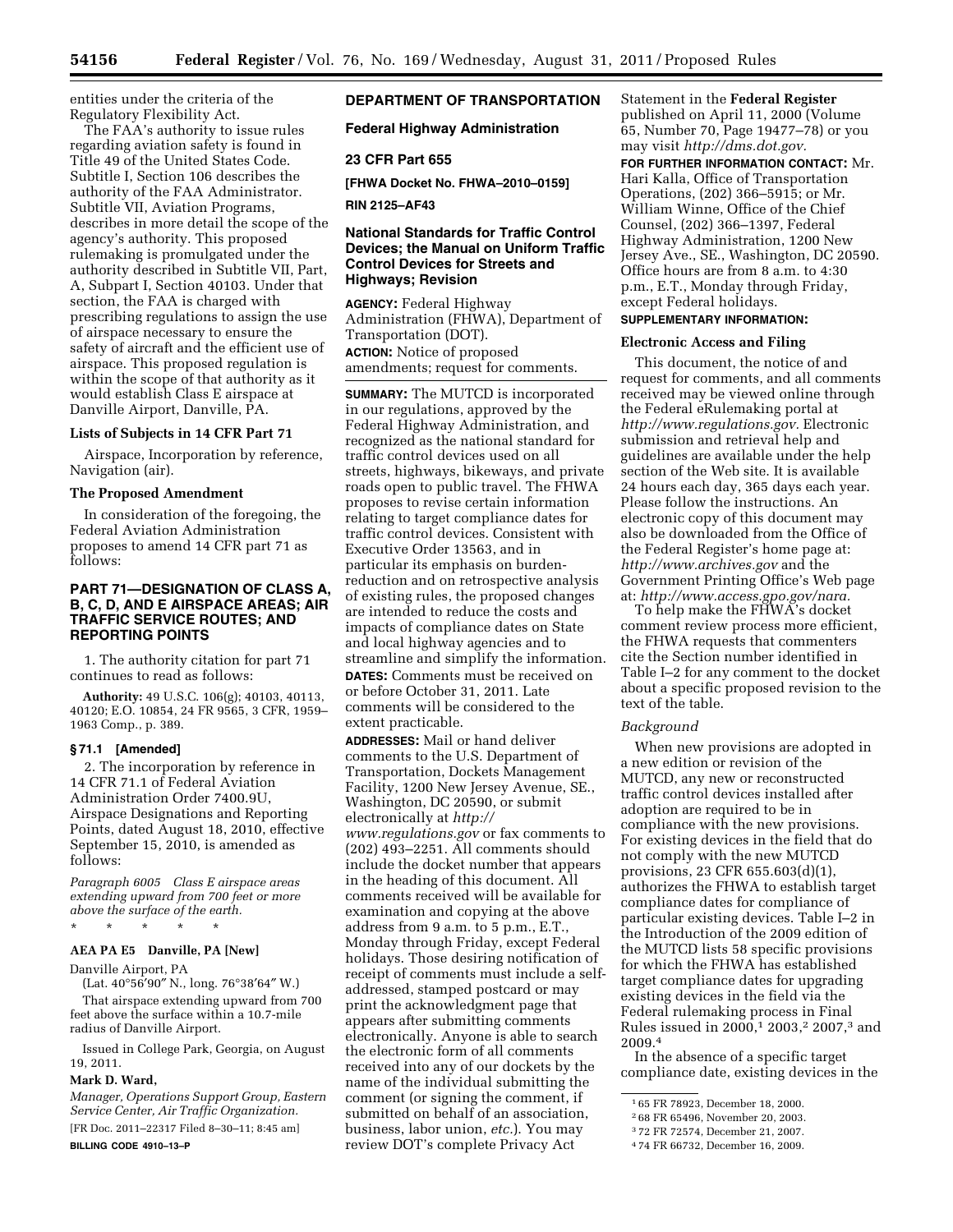entities under the criteria of the Regulatory Flexibility Act.

The FAA's authority to issue rules regarding aviation safety is found in Title 49 of the United States Code. Subtitle I, Section 106 describes the authority of the FAA Administrator. Subtitle VII, Aviation Programs, describes in more detail the scope of the agency's authority. This proposed rulemaking is promulgated under the authority described in Subtitle VII, Part, A, Subpart I, Section 40103. Under that section, the FAA is charged with prescribing regulations to assign the use of airspace necessary to ensure the safety of aircraft and the efficient use of airspace. This proposed regulation is within the scope of that authority as it would establish Class E airspace at Danville Airport, Danville, PA.

### Lists of Subjects in 14 CFR Part 71

Airspace, Incorporation by reference, Navigation (air).

### The Proposed Amendment

In consideration of the foregoing, the Federal Aviation Administration proposes to amend 14 CFR part 71 as follows:

## PART 71—DESIGNATION OF CLASS A, B, C, D, AND E AIRSPACE AREAS; AIR TRAFFIC SERVICE ROUTES; AND REPORTING POINTS

1. The authority citation for part 71 continues to read as follows:

**Authority:** 49 U.S.C. 106(g); 40103, 40113, 40120; E.O. 10854, 24 FR 9565, 3 CFR, 1959–1963 Comp., p. 389.

### § 71.1 [Amended]

2. The incorporation by reference in 14 CFR 71.1 of Federal Aviation Administration Order 7400.9U, Airspace Designations and Reporting Points, dated August 18, 2010, effective September 15, 2010, is amended as follows:

*Paragraph 6005 Class E airspace areas extending upward from 700 feet or more above the surface of the earth.*

\* \* \* \* \*

**AEA PA E5 Danville, PA [New]**

Danville Airport, PA

(Lat. 40°56′90″ N., long. 76°38′64″ W.)

That airspace extending upward from 700 feet above the surface within a 10.7-mile radius of Danville Airport.

Issued in College Park, Georgia, on August 19, 2011.

**Mark D. Ward,**

*Manager, Operations Support Group, Eastern Service Center, Air Traffic Organization.*

[FR Doc. 2011–22317 Filed 8–30–11; 8:45 am]

**BILLING CODE 4910–13–P**

## DEPARTMENT OF TRANSPORTATION

### Federal Highway Administration

### 23 CFR Part 655

**[FHWA Docket No. FHWA–2010–0159]**

**RIN 2125–AF43**

## National Standards for Traffic Control Devices; the Manual on Uniform Traffic Control Devices for Streets and Highways; Revision

**AGENCY:** Federal Highway Administration (FHWA), Department of Transportation (DOT).

**ACTION:** Notice of proposed amendments; request for comments.

**SUMMARY:** The MUTCD is incorporated in our regulations, approved by the Federal Highway Administration, and recognized as the national standard for traffic control devices used on all streets, highways, bikeways, and private roads open to public travel. The FHWA proposes to revise certain information relating to target compliance dates for traffic control devices. Consistent with Executive Order 13563, and in particular its emphasis on burden-reduction and on retrospective analysis of existing rules, the proposed changes are intended to reduce the costs and impacts of compliance dates on State and local highway agencies and to streamline and simplify the information.

**DATES:** Comments must be received on or before October 31, 2011. Late comments will be considered to the extent practicable.

**ADDRESSES:** Mail or hand deliver comments to the U.S. Department of Transportation, Dockets Management Facility, 1200 New Jersey Avenue, SE., Washington, DC 20590, or submit electronically at *http://www.regulations.gov* or fax comments to (202) 493–2251. All comments should include the docket number that appears in the heading of this document. All comments received will be available for examination and copying at the above address from 9 a.m. to 5 p.m., E.T., Monday through Friday, except Federal holidays. Those desiring notification of receipt of comments must include a self-addressed, stamped postcard or may print the acknowledgment page that appears after submitting comments electronically. Anyone is able to search the electronic form of all comments received into any of our dockets by the name of the individual submitting the comment (or signing the comment, if submitted on behalf of an association, business, labor union, *etc.*). You may review DOT's complete Privacy Act Statement in the **Federal Register** published on April 11, 2000 (Volume 65, Number 70, Page 19477–78) or you may visit *http://dms.dot.gov.*

**FOR FURTHER INFORMATION CONTACT:** Mr. Hari Kalla, Office of Transportation Operations, (202) 366–5915; or Mr. William Winne, Office of the Chief Counsel, (202) 366–1397, Federal Highway Administration, 1200 New Jersey Ave., SE., Washington, DC 20590. Office hours are from 8 a.m. to 4:30 p.m., E.T., Monday through Friday, except Federal holidays.

**SUPPLEMENTARY INFORMATION:**

### Electronic Access and Filing

This document, the notice of and request for comments, and all comments received may be viewed online through the Federal eRulemaking portal at *http://www.regulations.gov.* Electronic submission and retrieval help and guidelines are available under the help section of the Web site. It is available 24 hours each day, 365 days each year. Please follow the instructions. An electronic copy of this document may also be downloaded from the Office of the Federal Register's home page at: *http://www.archives.gov* and the Government Printing Office's Web page at: *http://www.access.gpo.gov/nara.*

To help make the FHWA's docket comment review process more efficient, the FHWA requests that commenters cite the Section number identified in Table I–2 for any comment to the docket about a specific proposed revision to the text of the table.

*Background*

When new provisions are adopted in a new edition or revision of the MUTCD, any new or reconstructed traffic control devices installed after adoption are required to be in compliance with the new provisions. For existing devices in the field that do not comply with the new MUTCD provisions, 23 CFR 655.603(d)(1), authorizes the FHWA to establish target compliance dates for compliance of particular existing devices. Table I–2 in the Introduction of the 2009 edition of the MUTCD lists 58 specific provisions for which the FHWA has established target compliance dates for upgrading existing devices in the field via the Federal rulemaking process in Final Rules issued in 2000,[1] 2003,[2] 2007,[3] and 2009.[4]

In the absence of a specific target compliance date, existing devices in the

[1] 65 FR 78923, December 18, 2000.

[2] 68 FR 65496, November 20, 2003.

[3] 72 FR 72574, December 21, 2007.

[4] 74 FR 66732, December 16, 2009.